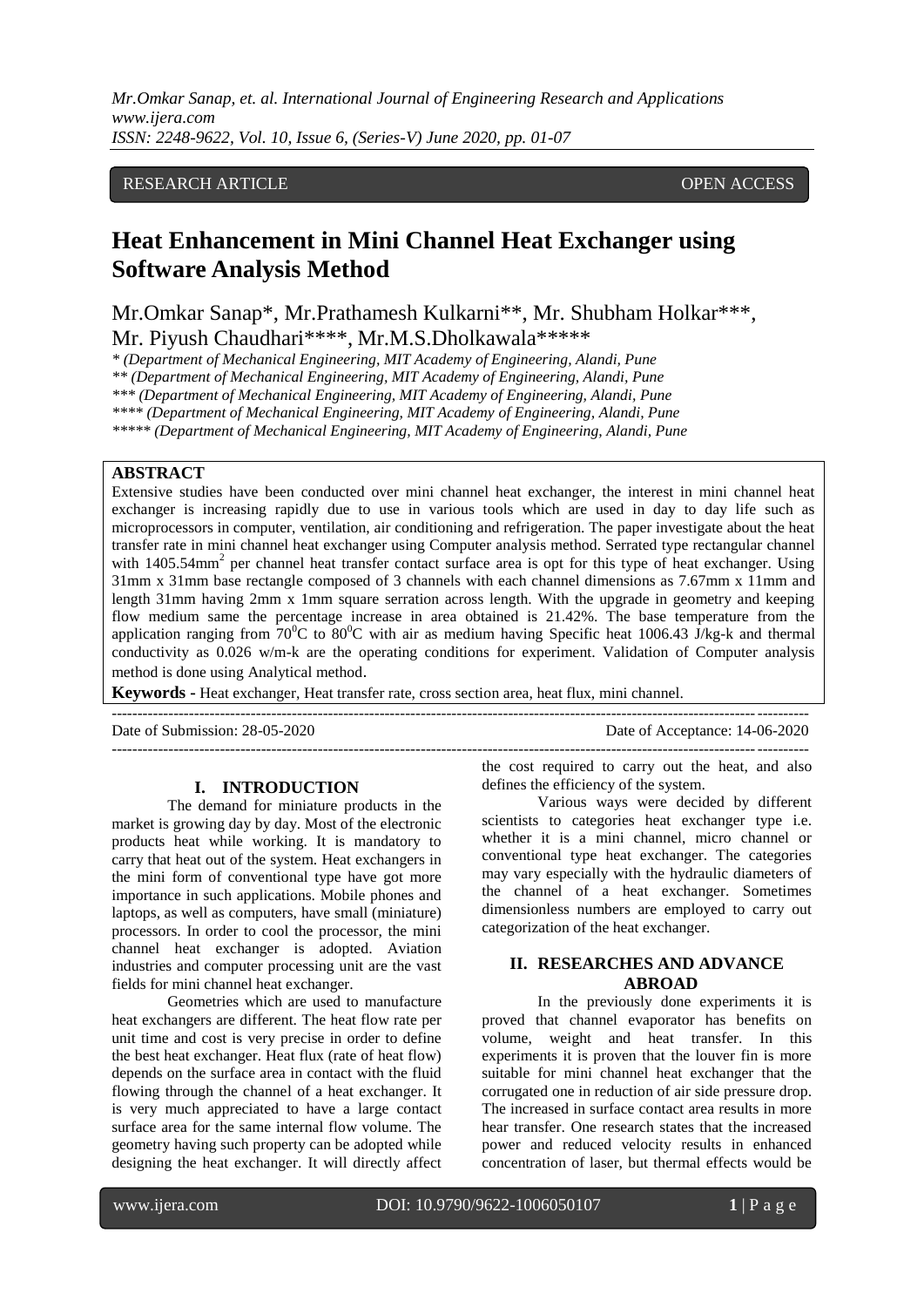RESEARCH ARTICLE OPEN ACCESS

# Heat Enhancement in Mini Channel Heat Exchanger using Software Analysis Method

Mr.Omkar Sanap*, Mr.Prathamesh Kulkarni**, Mr. Shubham Holkar***, Mr. Piyush Chaudhari****, Mr.M.S.Dholkawala*****

*\* (Department of Mechanical Engineering, MIT Academy of Engineering, Alandi, Pune*
*\*\* (Department of Mechanical Engineering, MIT Academy of Engineering, Alandi, Pune*
*\*\*\* (Department of Mechanical Engineering, MIT Academy of Engineering, Alandi, Pune*
*\*\*\*\* (Department of Mechanical Engineering, MIT Academy of Engineering, Alandi, Pune*
*\*\*\*\*\* (Department of Mechanical Engineering, MIT Academy of Engineering, Alandi, Pune*

## ABSTRACT

Extensive studies have been conducted over mini channel heat exchanger, the interest in mini channel heat exchanger is increasing rapidly due to use in various tools which are used in day to day life such as microprocessors in computer, ventilation, air conditioning and refrigeration. The paper investigate about the heat transfer rate in mini channel heat exchanger using Computer analysis method. Serrated type rectangular channel with 1405.54mm$^2$ per channel heat transfer contact surface area is opt for this type of heat exchanger. Using 31mm x 31mm base rectangle composed of 3 channels with each channel dimensions as 7.67mm x 11mm and length 31mm having 2mm x 1mm square serration across length. With the upgrade in geometry and keeping flow medium same the percentage increase in area obtained is 21.42%. The base temperature from the application ranging from 70$^0$C to 80$^0$C with air as medium having Specific heat 1006.43 J/kg-k and thermal conductivity as 0.026 w/m-k are the operating conditions for experiment. Validation of Computer analysis method is done using Analytical method.

**Keywords -** Heat exchanger, Heat transfer rate, cross section area, heat flux, mini channel.

Date of Submission: 28-05-2020 Date of Acceptance: 14-06-2020

## I. INTRODUCTION

The demand for miniature products in the market is growing day by day. Most of the electronic products heat while working. It is mandatory to carry that heat out of the system. Heat exchangers in the mini form of conventional type have got more importance in such applications. Mobile phones and laptops, as well as computers, have small (miniature) processors. In order to cool the processor, the mini channel heat exchanger is adopted. Aviation industries and computer processing unit are the vast fields for mini channel heat exchanger.

Geometries which are used to manufacture heat exchangers are different. The heat flow rate per unit time and cost is very precise in order to define the best heat exchanger. Heat flux (rate of heat flow) depends on the surface area in contact with the fluid flowing through the channel of a heat exchanger. It is very much appreciated to have a large contact surface area for the same internal flow volume. The geometry having such property can be adopted while designing the heat exchanger. It will directly affect the cost required to carry out the heat, and also defines the efficiency of the system.

Various ways were decided by different scientists to categories heat exchanger type i.e. whether it is a mini channel, micro channel or conventional type heat exchanger. The categories may vary especially with the hydraulic diameters of the channel of a heat exchanger. Sometimes dimensionless numbers are employed to carry out categorization of the heat exchanger.

## II. RESEARCHES AND ADVANCE ABROAD

In the previously done experiments it is proved that channel evaporator has benefits on volume, weight and heat transfer. In this experiments it is proven that the louver fin is more suitable for mini channel heat exchanger that the corrugated one in reduction of air side pressure drop. The increased in surface contact area results in more hear transfer. One research states that the increased power and reduced velocity results in enhanced concentration of laser, but thermal effects would be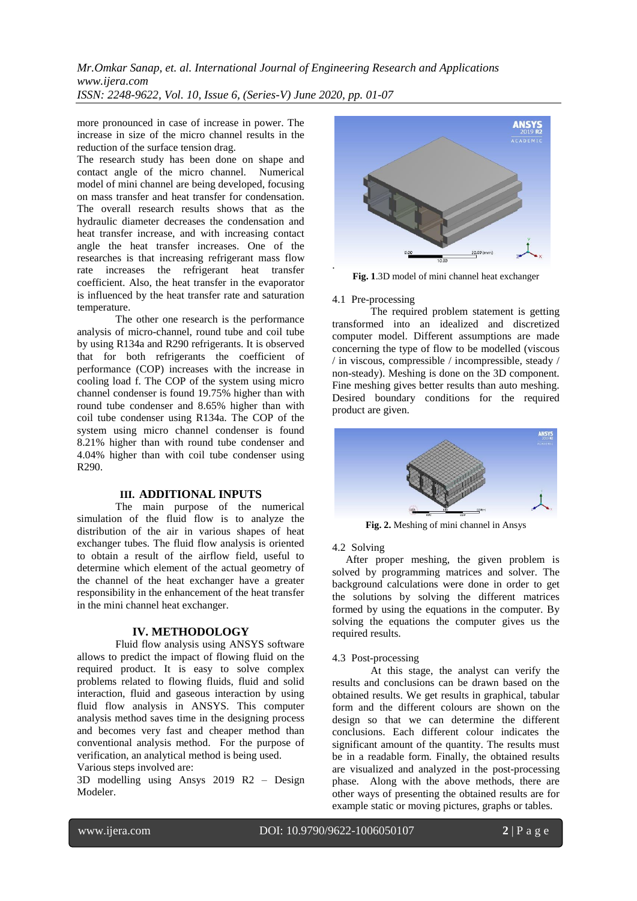more pronounced in case of increase in power. The increase in size of the micro channel results in the reduction of the surface tension drag.

The research study has been done on shape and contact angle of the micro channel. Numerical model of mini channel are being developed, focusing on mass transfer and heat transfer for condensation. The overall research results shows that as the hydraulic diameter decreases the condensation and heat transfer increase, and with increasing contact angle the heat transfer increases. One of the researches is that increasing refrigerant mass flow rate increases the refrigerant heat transfer coefficient. Also, the heat transfer in the evaporator is influenced by the heat transfer rate and saturation temperature.

The other one research is the performance analysis of micro-channel, round tube and coil tube by using R134a and R290 refrigerants. It is observed that for both refrigerants the coefficient of performance (COP) increases with the increase in cooling load f. The COP of the system using micro channel condenser is found 19.75% higher than with round tube condenser and 8.65% higher than with coil tube condenser using R134a. The COP of the system using micro channel condenser is found 8.21% higher than with round tube condenser and 4.04% higher than with coil tube condenser using R290.

## III. ADDITIONAL INPUTS

The main purpose of the numerical simulation of the fluid flow is to analyze the distribution of the air in various shapes of heat exchanger tubes. The fluid flow analysis is oriented to obtain a result of the airflow field, useful to determine which element of the actual geometry of the channel of the heat exchanger have a greater responsibility in the enhancement of the heat transfer in the mini channel heat exchanger.

## IV. METHODOLOGY

Fluid flow analysis using ANSYS software allows to predict the impact of flowing fluid on the required product. It is easy to solve complex problems related to flowing fluids, fluid and solid interaction, fluid and gaseous interaction by using fluid flow analysis in ANSYS. This computer analysis method saves time in the designing process and becomes very fast and cheaper method than conventional analysis method. For the purpose of verification, an analytical method is being used.

Various steps involved are:

3D modelling using Ansys 2019 R2 – Design Modeler.

**Fig. 1**.3D model of mini channel heat exchanger

### 4.1 Pre-processing

The required problem statement is getting transformed into an idealized and discretized computer model. Different assumptions are made concerning the type of flow to be modelled (viscous / in viscous, compressible / incompressible, steady / non-steady). Meshing is done on the 3D component. Fine meshing gives better results than auto meshing. Desired boundary conditions for the required product are given.

**Fig. 2.** Meshing of mini channel in Ansys

### 4.2 Solving

After proper meshing, the given problem is solved by programming matrices and solver. The background calculations were done in order to get the solutions by solving the different matrices formed by using the equations in the computer. By solving the equations the computer gives us the required results.

### 4.3 Post-processing

At this stage, the analyst can verify the results and conclusions can be drawn based on the obtained results. We get results in graphical, tabular form and the different colours are shown on the design so that we can determine the different conclusions. Each different colour indicates the significant amount of the quantity. The results must be in a readable form. Finally, the obtained results are visualized and analyzed in the post-processing phase. Along with the above methods, there are other ways of presenting the obtained results are for example static or moving pictures, graphs or tables.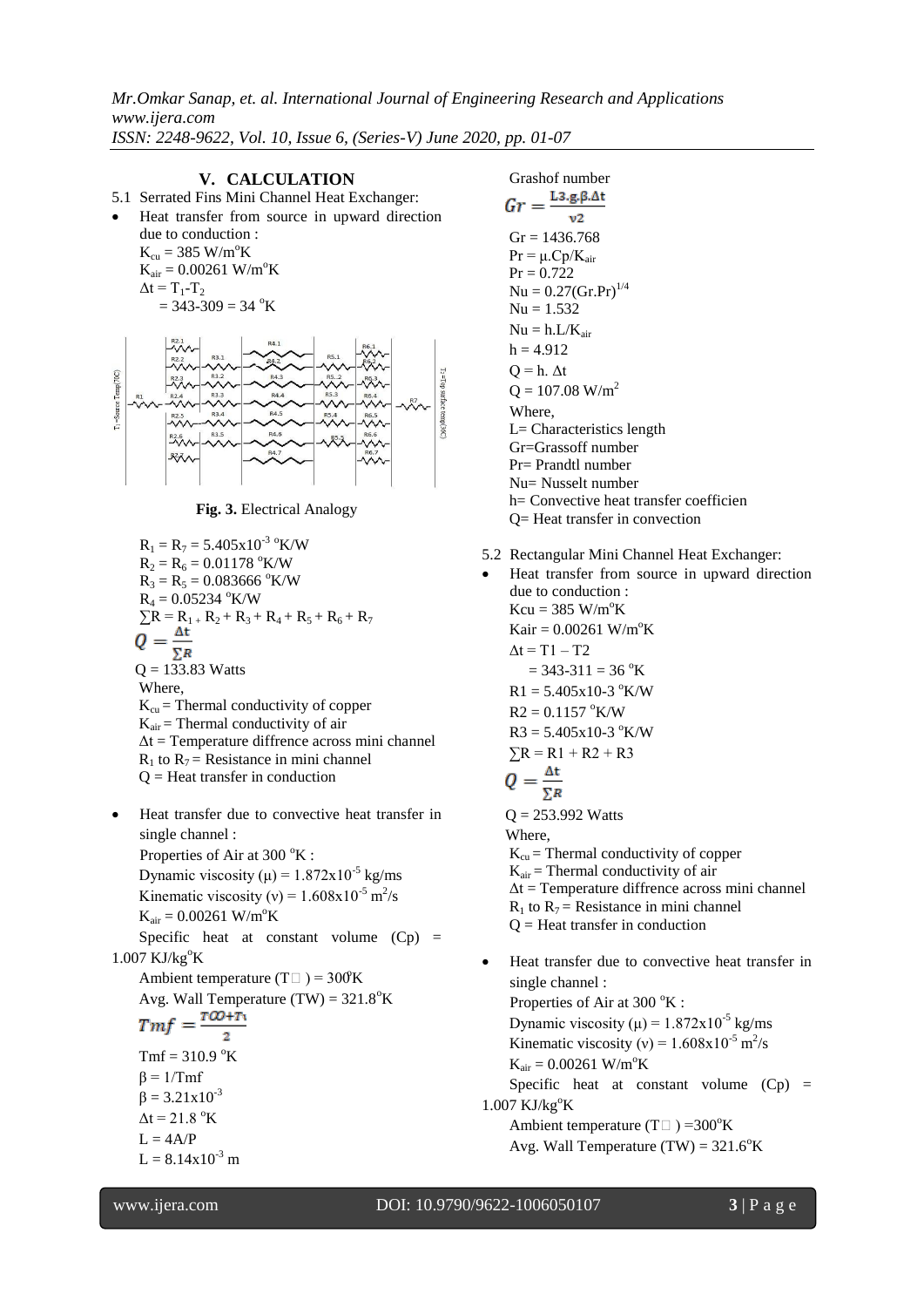## V. CALCULATION

5.1 Serrated Fins Mini Channel Heat Exchanger:

- Heat transfer from source in upward direction due to conduction :

  $K_{cu} = 385$ W/m°K
  $K_{air} = 0.00261$ W/m°K
  $\Delta t = T_1 - T_2$
  $= 343 - 309 = 34$ °K

**Fig. 3.** Electrical Analogy

$R_1 = R_7 = 5.405\text{x}10^{-3}$ °K/W
$R_2 = R_6 = 0.01178$ °K/W
$R_3 = R_5 = 0.083666$ °K/W
$R_4 = 0.05234$ °K/W
$\sum R = R_1 + R_2 + R_3 + R_4 + R_5 + R_6 + R_7$

$$Q = \frac{\Delta t}{\sum R}$$

Q = 133.83 Watts

Where,
$K_{cu}$ = Thermal conductivity of copper
$K_{air}$ = Thermal conductivity of air
$\Delta t$ = Temperature diffrence across mini channel
$R_1$ to $R_7$ = Resistance in mini channel
Q = Heat transfer in conduction

- Heat transfer due to convective heat transfer in single channel :

  Properties of Air at 300 °K :
  Dynamic viscosity ($\mu$) = $1.872\text{x}10^{-5}$ kg/ms
  Kinematic viscosity ($\nu$) = $1.608\text{x}10^{-5}$ m²/s
  $K_{air} = 0.00261$ W/m°K
  Specific heat at constant volume (Cp) = 1.007 KJ/kg°K
  Ambient temperature ($T_\infty$) = 300°K
  Avg. Wall Temperature (TW) = 321.8°K

$$Tmf = \frac{T\infty + T_1}{2}$$

Tmf = 310.9 °K
$\beta = 1/\text{Tmf}$
$\beta = 3.21\text{x}10^{-3}$
$\Delta t = 21.8$ °K
L = 4A/P
L = $8.14\text{x}10^{-3}$ m

Grashof number

$$Gr = \frac{L3.g.\beta.\Delta t}{v2}$$

Gr = 1436.768
$Pr = \mu.Cp/K_{air}$
Pr = 0.722
$Nu = 0.27(Gr.Pr)^{1/4}$
Nu = 1.532
$Nu = h.L/K_{air}$
h = 4.912
$Q = h.\ \Delta t$
Q = 107.08 W/m²

Where,
L= Characteristics length
Gr=Grassoff number
Pr= Prandtl number
Nu= Nusselt number
h= Convective heat transfer coefficien
Q= Heat transfer in convection

5.2 Rectangular Mini Channel Heat Exchanger:

- Heat transfer from source in upward direction due to conduction :

  Kcu = 385 W/m°K
  Kair = 0.00261 W/m°K
  $\Delta t = T1 - T2$
  $= 343 - 311 = 36$ °K
  R1 = 5.405x10-3 °K/W
  R2 = 0.1157 °K/W
  R3 = 5.405x10-3 °K/W
  $\sum R = R1 + R2 + R3$

$$Q = \frac{\Delta t}{\sum R}$$

Q = 253.992 Watts

Where,
$K_{cu}$ = Thermal conductivity of copper
$K_{air}$ = Thermal conductivity of air
$\Delta t$ = Temperature diffrence across mini channel
$R_1$ to $R_7$ = Resistance in mini channel
Q = Heat transfer in conduction

- Heat transfer due to convective heat transfer in single channel :

  Properties of Air at 300 °K :
  Dynamic viscosity ($\mu$) = $1.872\text{x}10^{-5}$ kg/ms
  Kinematic viscosity ($\nu$) = $1.608\text{x}10^{-5}$ m²/s
  $K_{air} = 0.00261$ W/m°K
  Specific heat at constant volume (Cp) = 1.007 KJ/kg°K
  Ambient temperature ($T_\infty$) =300°K
  Avg. Wall Temperature (TW) = 321.6°K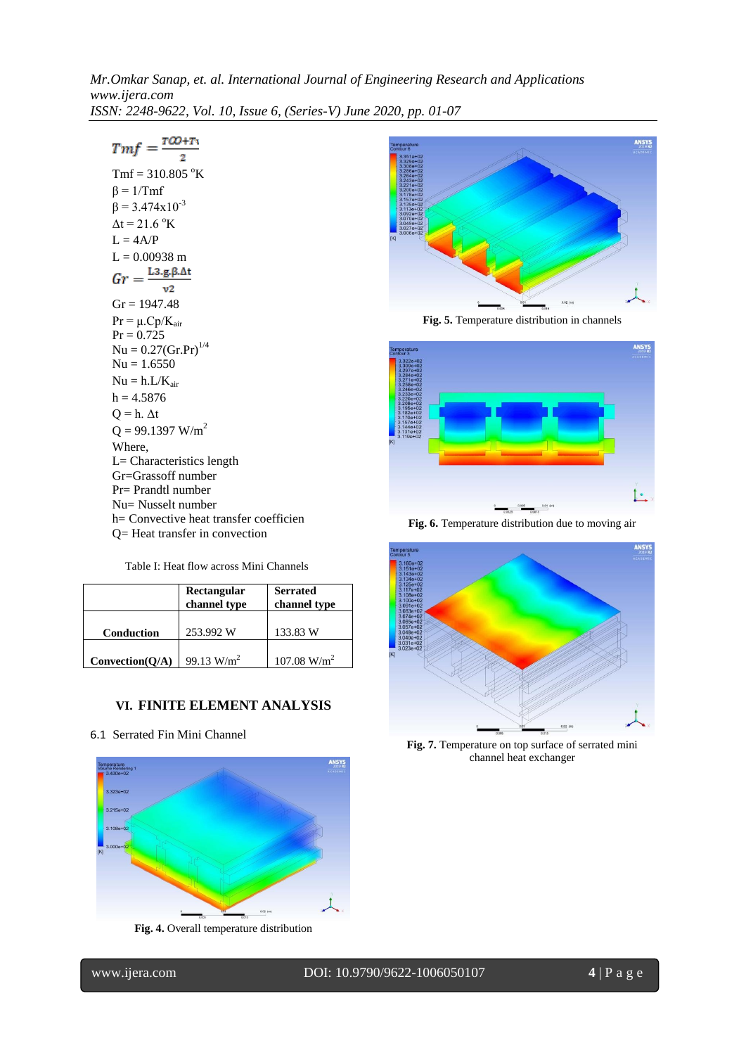$$Tmf = \frac{T\infty + T_1}{2}$$

Tmf = 310.805 °K

$\beta = 1/Tmf$

$\beta = 3.474 \times 10^{-3}$

$\Delta t = 21.6$ °K

L = 4A/P

L = 0.00938 m

$$Gr = \frac{L3.g.\beta.\Delta t}{v2}$$

Gr = 1947.48

$Pr = \mu.Cp/K_{air}$

Pr = 0.725

$Nu = 0.27(Gr.Pr)^{1/4}$

Nu = 1.6550

$Nu = h.L/K_{air}$

h = 4.5876

$Q = h.\ \Delta t$

$Q = 99.1397\ W/m^2$

Where,

L= Characteristics length

Gr=Grassoff number

Pr= Prandtl number

Nu= Nusselt number

h= Convective heat transfer coefficien

Q= Heat transfer in convection

Table I: Heat flow across Mini Channels

| | Rectangular channel type | Serrated channel type |
|---|---|---|
| Conduction | 253.992 W | 133.83 W |
| Convection(Q/A) | 99.13 W/m$^2$ | 107.08 W/m$^2$ |

## VI. FINITE ELEMENT ANALYSIS

### 6.1 Serrated Fin Mini Channel

**Fig. 4.** Overall temperature distribution

**Fig. 5.** Temperature distribution in channels

**Fig. 6.** Temperature distribution due to moving air

**Fig. 7.** Temperature on top surface of serrated mini channel heat exchanger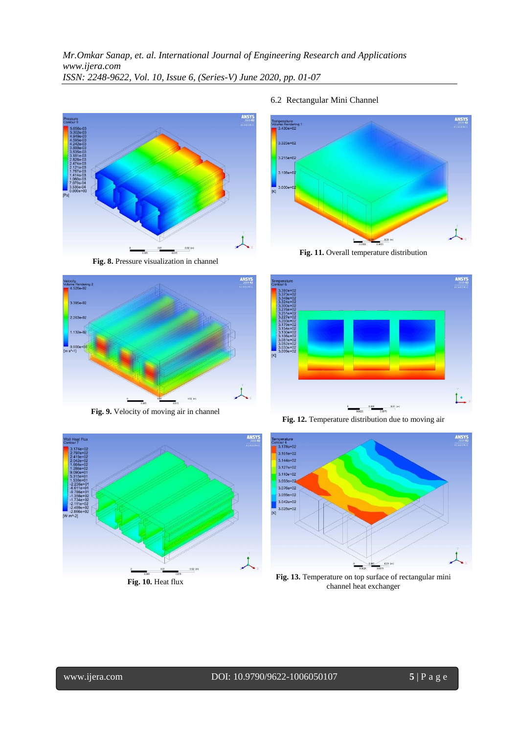Fig. 8. Pressure visualization in channel

Fig. 9. Velocity of moving air in channel

Fig. 10. Heat flux

### 6.2 Rectangular Mini Channel

Fig. 11. Overall temperature distribution

Fig. 12. Temperature distribution due to moving air

Fig. 13. Temperature on top surface of rectangular mini channel heat exchanger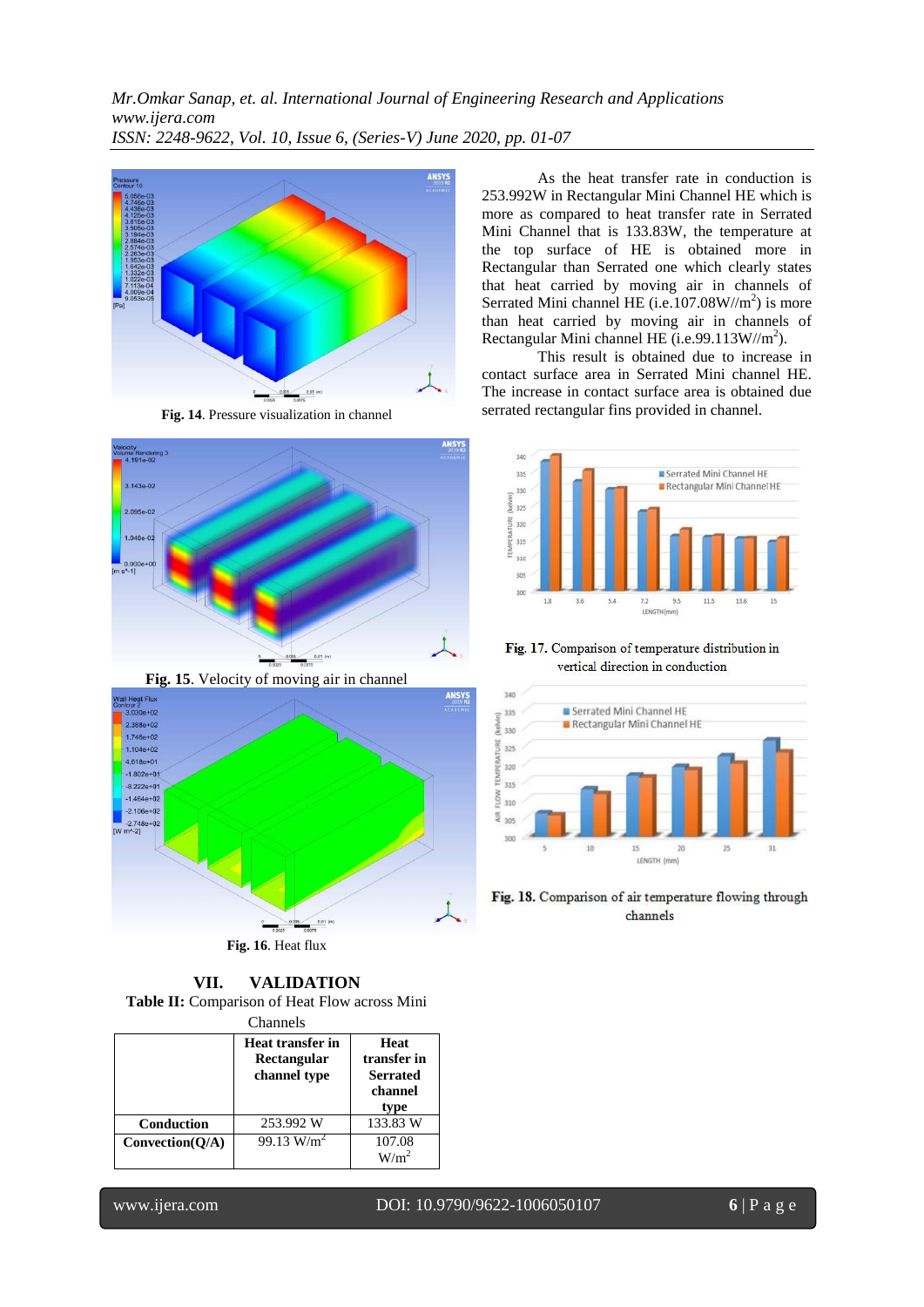Fig. 14. Pressure visualization in channel

Fig. 15. Velocity of moving air in channel

Fig. 16. Heat flux

## VII. VALIDATION

**Table II:** Comparison of Heat Flow across Mini Channels

| | Heat transfer in Rectangular channel type | Heat transfer in Serrated channel type |
|---|---|---|
| **Conduction** | 253.992 W | 133.83 W |
| **Convection(Q/A)** | 99.13 $W/m^2$ | 107.08 $W/m^2$ |

As the heat transfer rate in conduction is 253.992W in Rectangular Mini Channel HE which is more as compared to heat transfer rate in Serrated Mini Channel that is 133.83W, the temperature at the top surface of HE is obtained more in Rectangular than Serrated one which clearly states that heat carried by moving air in channels of Serrated Mini channel HE (i.e.107.08W//$m^2$) is more than heat carried by moving air in channels of Rectangular Mini channel HE (i.e.99.113W//$m^2$).

This result is obtained due to increase in contact surface area in Serrated Mini channel HE. The increase in contact surface area is obtained due serrated rectangular fins provided in channel.

Fig. 17. Comparison of temperature distribution in vertical direction in conduction

Fig. 18. Comparison of air temperature flowing through channels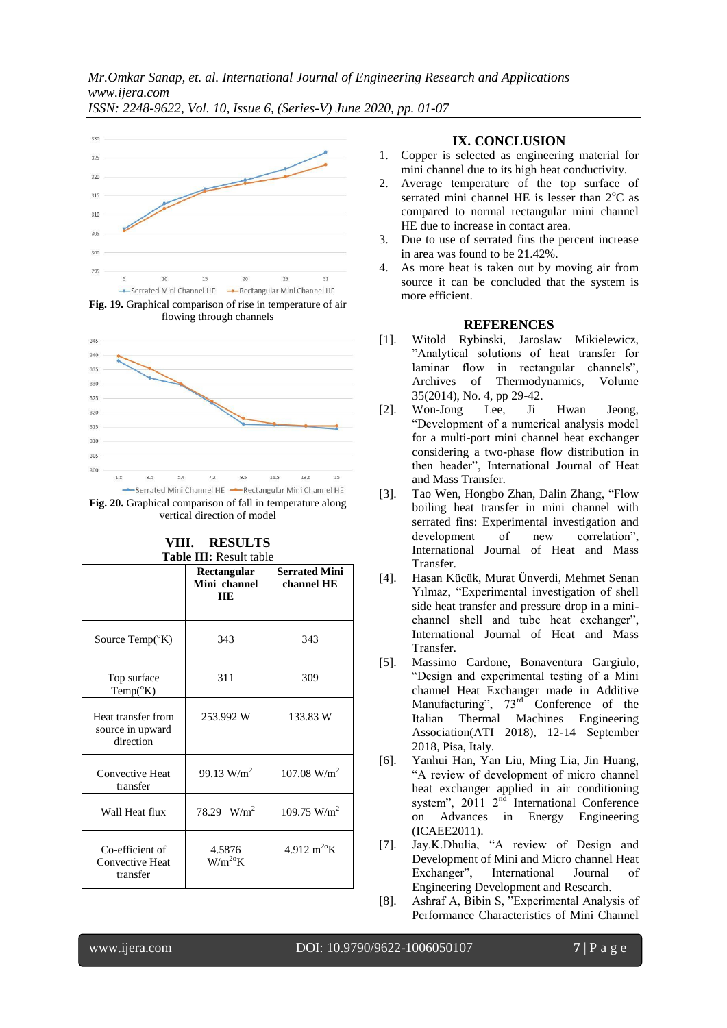Fig. 19. Graphical comparison of rise in temperature of air flowing through channels

Fig. 20. Graphical comparison of fall in temperature along vertical direction of model

## VIII. RESULTS

**Table III:** Result table

| | Rectangular Mini channel HE | Serrated Mini channel HE |
|---|---|---|
| Source Temp(°K) | 343 | 343 |
| Top surface Temp(°K) | 311 | 309 |
| Heat transfer from source in upward direction | 253.992 W | 133.83 W |
| Convective Heat transfer | 99.13 W/m$^2$ | 107.08 W/m$^2$ |
| Wall Heat flux | 78.29 W/m$^2$ | 109.75 W/m$^2$ |
| Co-efficient of Convective Heat transfer | 4.5876 W/m$^{2o}$K | 4.912 m$^{2o}$K |

## IX. CONCLUSION

1. Copper is selected as engineering material for mini channel due to its high heat conductivity.
2. Average temperature of the top surface of serrated mini channel HE is lesser than 2°C as compared to normal rectangular mini channel HE due to increase in contact area.
3. Due to use of serrated fins the percent increase in area was found to be 21.42%.
4. As more heat is taken out by moving air from source it can be concluded that the system is more efficient.

## REFERENCES

[1]. Witold Rybinski, Jaroslaw Mikielewicz, "Analytical solutions of heat transfer for laminar flow in rectangular channels", Archives of Thermodynamics, Volume 35(2014), No. 4, pp 29-42.

[2]. Won-Jong Lee, Ji Hwan Jeong, "Development of a numerical analysis model for a multi-port mini channel heat exchanger considering a two-phase flow distribution in then header", International Journal of Heat and Mass Transfer.

[3]. Tao Wen, Hongbo Zhan, Dalin Zhang, "Flow boiling heat transfer in mini channel with serrated fins: Experimental investigation and development of new correlation", International Journal of Heat and Mass Transfer.

[4]. Hasan Kücük, Murat Ünverdi, Mehmet Senan Yılmaz, "Experimental investigation of shell side heat transfer and pressure drop in a mini-channel shell and tube heat exchanger", International Journal of Heat and Mass Transfer.

[5]. Massimo Cardone, Bonaventura Gargiulo, "Design and experimental testing of a Mini channel Heat Exchanger made in Additive Manufacturing", 73rd Conference of the Italian Thermal Machines Engineering Association(ATI 2018), 12-14 September 2018, Pisa, Italy.

[6]. Yanhui Han, Yan Liu, Ming Lia, Jin Huang, "A review of development of micro channel heat exchanger applied in air conditioning system", 2011 2nd International Conference on Advances in Energy Engineering (ICAEE2011).

[7]. Jay.K.Dhulia, "A review of Design and Development of Mini and Micro channel Heat Exchanger", International Journal of Engineering Development and Research.

[8]. Ashraf A, Bibin S, "Experimental Analysis of Performance Characteristics of Mini Channel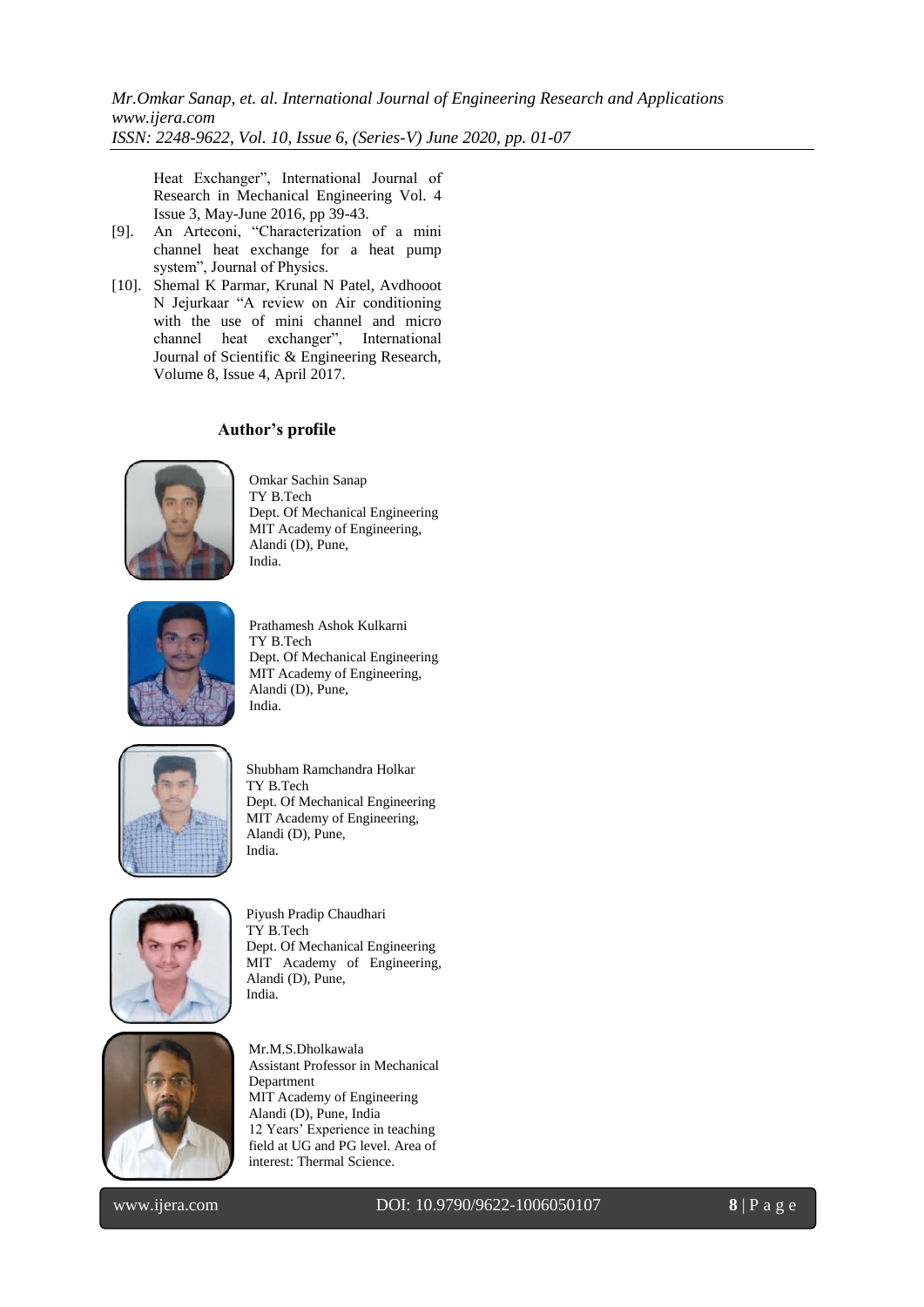Heat Exchanger", International Journal of Research in Mechanical Engineering Vol. 4 Issue 3, May-June 2016, pp 39-43.

[9]. An Arteconi, "Characterization of a mini channel heat exchange for a heat pump system", Journal of Physics.

[10]. Shemal K Parmar, Krunal N Patel, Avdhooot N Jejurkaar "A review on Air conditioning with the use of mini channel and micro channel heat exchanger", International Journal of Scientific & Engineering Research, Volume 8, Issue 4, April 2017.

## Author's profile

Omkar Sachin Sanap
TY B.Tech
Dept. Of Mechanical Engineering
MIT Academy of Engineering,
Alandi (D), Pune,
India.

Prathamesh Ashok Kulkarni
TY B.Tech
Dept. Of Mechanical Engineering
MIT Academy of Engineering,
Alandi (D), Pune,
India.

Shubham Ramchandra Holkar
TY B.Tech
Dept. Of Mechanical Engineering
MIT Academy of Engineering,
Alandi (D), Pune,
India.

Piyush Pradip Chaudhari
TY B.Tech
Dept. Of Mechanical Engineering
MIT Academy of Engineering,
Alandi (D), Pune,
India.

Mr.M.S.Dholkawala
Assistant Professor in Mechanical Department
MIT Academy of Engineering
Alandi (D), Pune, India
12 Years' Experience in teaching field at UG and PG level. Area of interest: Thermal Science.